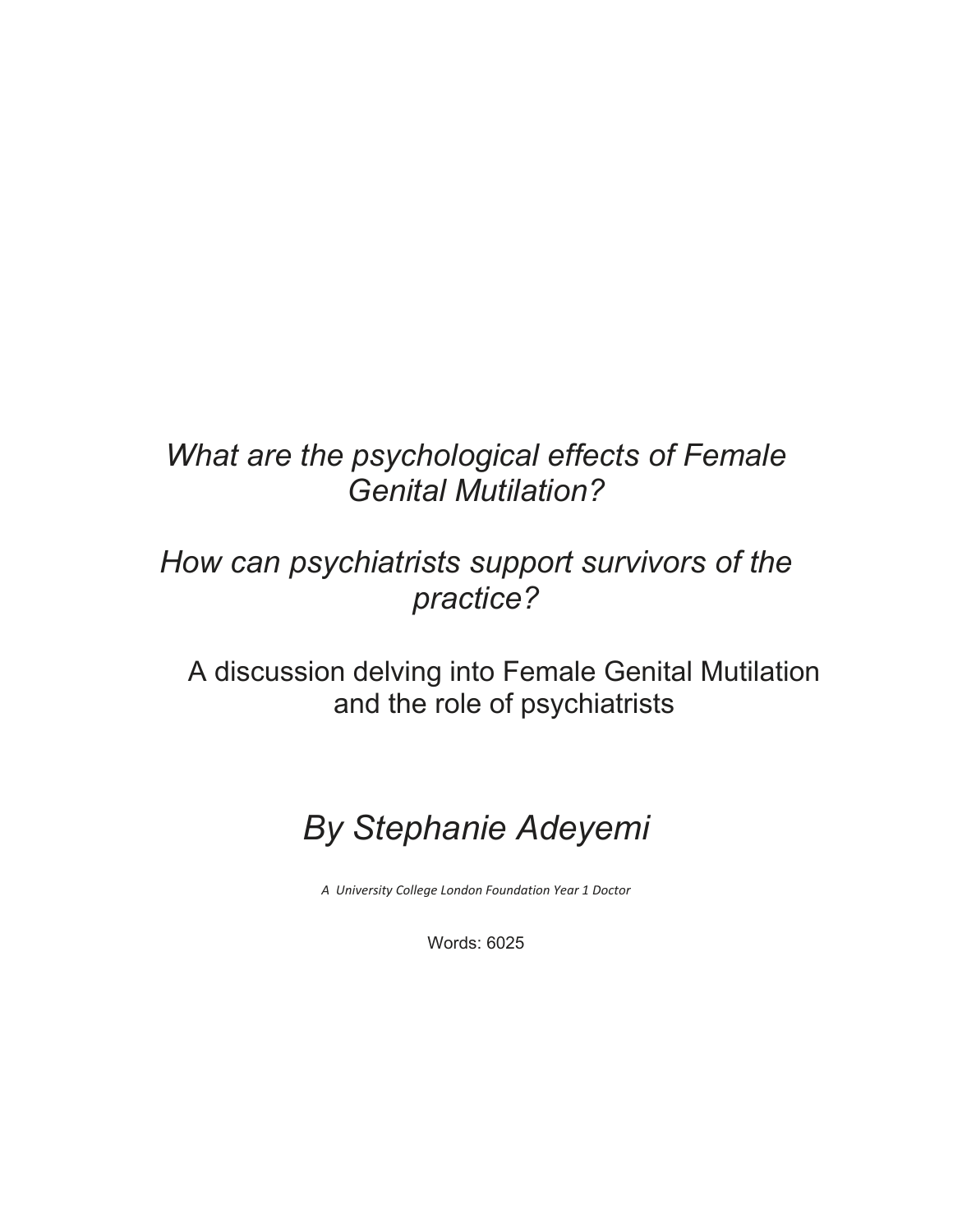# *What are the psychological effects of Female Genital Mutilation?*

# *How can psychiatrists support survivors of the practice?*

## A discussion delving into Female Genital Mutilation and the role of psychiatrists

## *By Stephanie Adeyemi*

*A University College London Foundation Year 1 Doctor*

Words: 6025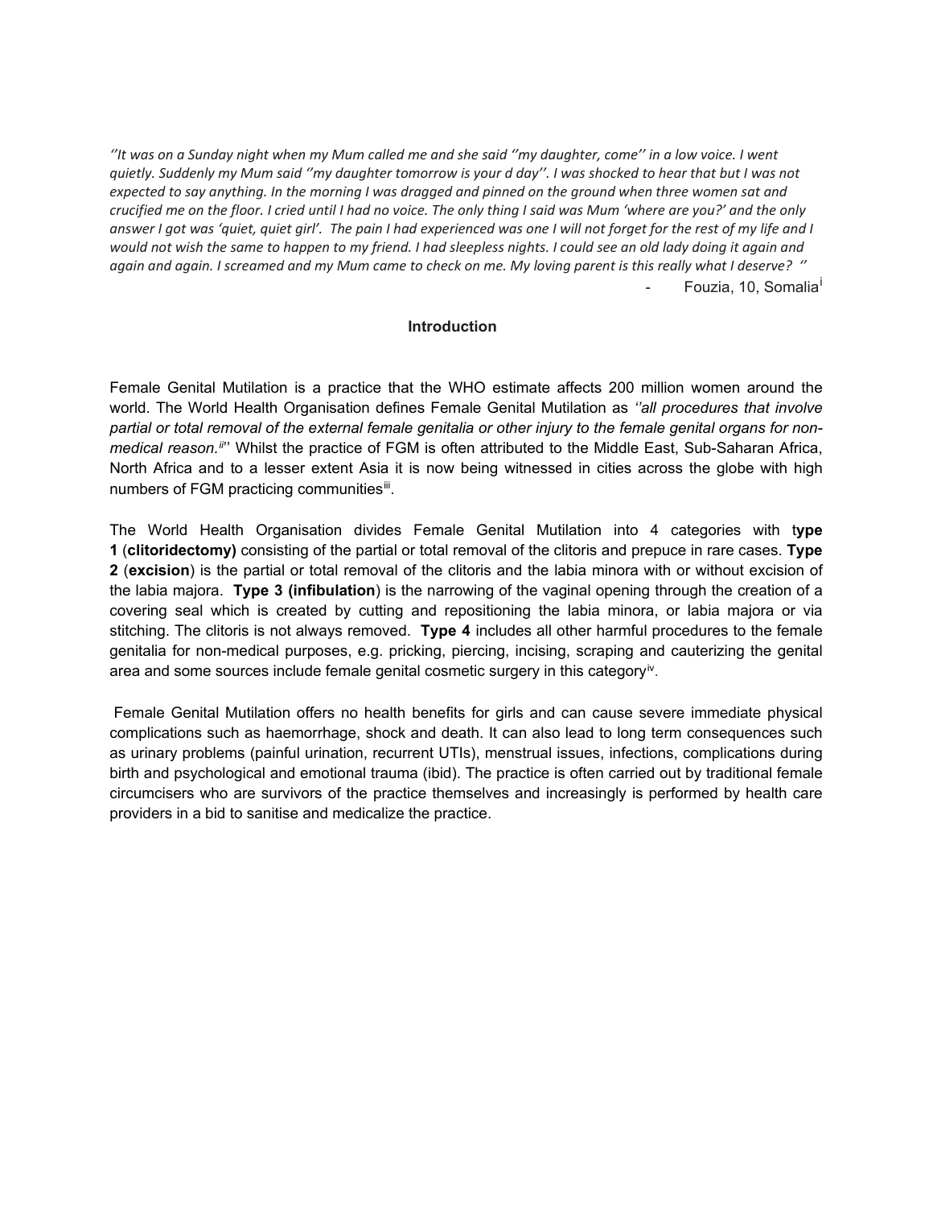*''It was on a Sunday night when my Mum called me and she said ''my daughter, come'' in a low voice. I went quietly. Suddenly my Mum said ''my daughter tomorrow is your d day''. I was shocked to hear that but I was not expected to say anything. In the morning I was dragged and pinned on the ground when three women sat and crucified me on the floor. I cried until I had no voice. The only thing I said was Mum 'where are you?' and the only answer I got was 'quiet, quiet girl'. The pain I had experienced was one I will not forget for the rest of my life and I would not wish the same to happen to my friend. I had sleepless nights. I could see an old lady doing it again and again and again. I screamed and my Mum came to check on me. My loving parent is this really what I deserve? ''*

\- Fouzia, 10, Somalia[i]

**Introduction**

Female Genital Mutilation is a practice that the WHO estimate affects 200 million women around the world. The World Health Organisation defines Female Genital Mutilation as *''all procedures that involve partial or total removal of the external female genitalia or other injury to the female genital organs for non-medical reason.*[ii]'' Whilst the practice of FGM is often attributed to the Middle East, Sub-Saharan Africa, North Africa and to a lesser extent Asia it is now being witnessed in cities across the globe with high numbers of FGM practicing communities[iii].

The World Health Organisation divides Female Genital Mutilation into 4 categories with t**ype 1** (**clitoridectomy)** consisting of the partial or total removal of the clitoris and prepuce in rare cases. **Type 2** (**excision**) is the partial or total removal of the clitoris and the labia minora with or without excision of the labia majora. **Type 3 (infibulation**) is the narrowing of the vaginal opening through the creation of a covering seal which is created by cutting and repositioning the labia minora, or labia majora or via stitching. The clitoris is not always removed. **Type 4** includes all other harmful procedures to the female genitalia for non-medical purposes, e.g. pricking, piercing, incising, scraping and cauterizing the genital area and some sources include female genital cosmetic surgery in this category[iv].

Female Genital Mutilation offers no health benefits for girls and can cause severe immediate physical complications such as haemorrhage, shock and death. It can also lead to long term consequences such as urinary problems (painful urination, recurrent UTIs), menstrual issues, infections, complications during birth and psychological and emotional trauma (ibid). The practice is often carried out by traditional female circumcisers who are survivors of the practice themselves and increasingly is performed by health care providers in a bid to sanitise and medicalize the practice.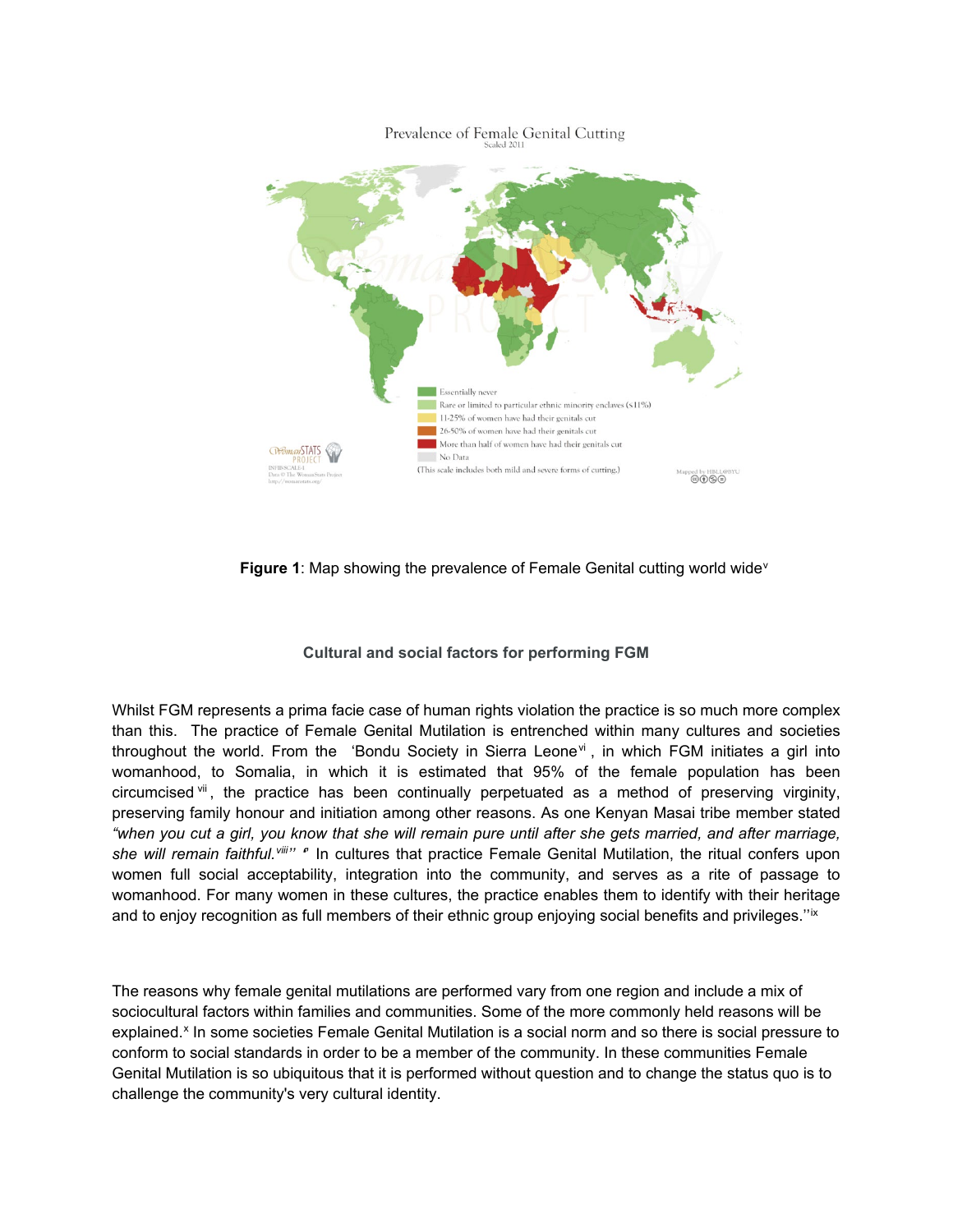Prevalence of Female Genital Cutting
Scaled 2011

Essentially never
Rare or limited to particular ethnic minority enclaves (≤11%)
11-25% of women have had their genitals cut
26-50% of women have had their genitals cut
More than half of women have had their genitals cut
No Data
(This scale includes both mild and severe forms of cutting.)

**Figure 1**: Map showing the prevalence of Female Genital cutting world wide[v]

### Cultural and social factors for performing FGM

Whilst FGM represents a prima facie case of human rights violation the practice is so much more complex than this. The practice of Female Genital Mutilation is entrenched within many cultures and societies throughout the world. From the 'Bondu Society in Sierra Leone[vi], in which FGM initiates a girl into womanhood, to Somalia, in which it is estimated that 95% of the female population has been circumcised[vii], the practice has been continually perpetuated as a method of preserving virginity, preserving family honour and initiation among other reasons. As one Kenyan Masai tribe member stated *"when you cut a girl, you know that she will remain pure until after she gets married, and after marriage, she will remain faithful.*[viii]*"* " In cultures that practice Female Genital Mutilation, the ritual confers upon women full social acceptability, integration into the community, and serves as a rite of passage to womanhood. For many women in these cultures, the practice enables them to identify with their heritage and to enjoy recognition as full members of their ethnic group enjoying social benefits and privileges."[ix]

The reasons why female genital mutilations are performed vary from one region and include a mix of sociocultural factors within families and communities. Some of the more commonly held reasons will be explained.[x] In some societies Female Genital Mutilation is a social norm and so there is social pressure to conform to social standards in order to be a member of the community. In these communities Female Genital Mutilation is so ubiquitous that it is performed without question and to change the status quo is to challenge the community's very cultural identity.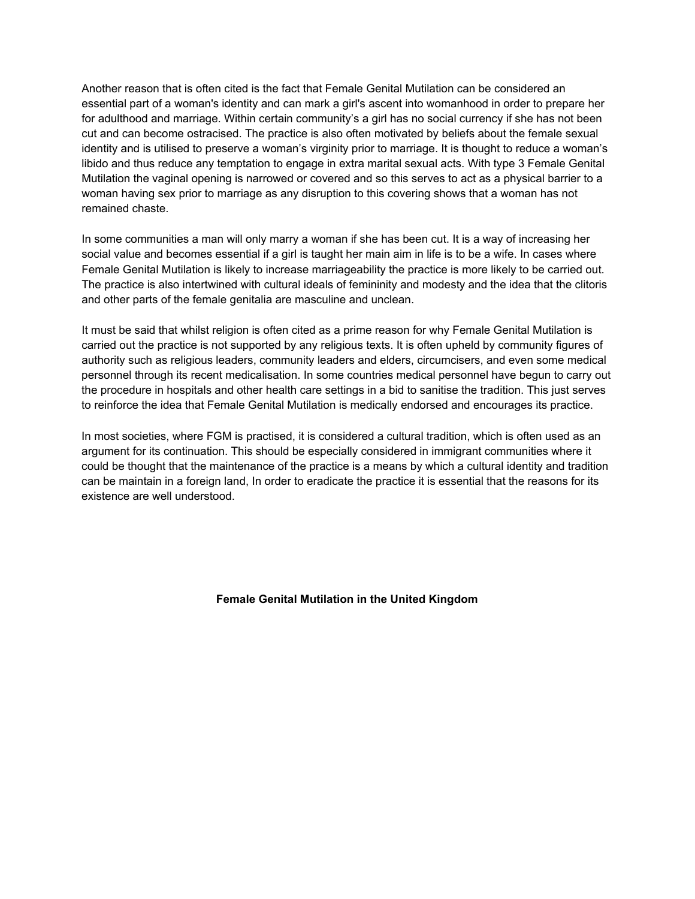Another reason that is often cited is the fact that Female Genital Mutilation can be considered an essential part of a woman's identity and can mark a girl's ascent into womanhood in order to prepare her for adulthood and marriage. Within certain community's a girl has no social currency if she has not been cut and can become ostracised. The practice is also often motivated by beliefs about the female sexual identity and is utilised to preserve a woman's virginity prior to marriage. It is thought to reduce a woman's libido and thus reduce any temptation to engage in extra marital sexual acts. With type 3 Female Genital Mutilation the vaginal opening is narrowed or covered and so this serves to act as a physical barrier to a woman having sex prior to marriage as any disruption to this covering shows that a woman has not remained chaste.

In some communities a man will only marry a woman if she has been cut. It is a way of increasing her social value and becomes essential if a girl is taught her main aim in life is to be a wife. In cases where Female Genital Mutilation is likely to increase marriageability the practice is more likely to be carried out. The practice is also intertwined with cultural ideals of femininity and modesty and the idea that the clitoris and other parts of the female genitalia are masculine and unclean.

It must be said that whilst religion is often cited as a prime reason for why Female Genital Mutilation is carried out the practice is not supported by any religious texts. It is often upheld by community figures of authority such as religious leaders, community leaders and elders, circumcisers, and even some medical personnel through its recent medicalisation. In some countries medical personnel have begun to carry out the procedure in hospitals and other health care settings in a bid to sanitise the tradition. This just serves to reinforce the idea that Female Genital Mutilation is medically endorsed and encourages its practice.

In most societies, where FGM is practised, it is considered a cultural tradition, which is often used as an argument for its continuation. This should be especially considered in immigrant communities where it could be thought that the maintenance of the practice is a means by which a cultural identity and tradition can be maintain in a foreign land, In order to eradicate the practice it is essential that the reasons for its existence are well understood.

## Female Genital Mutilation in the United Kingdom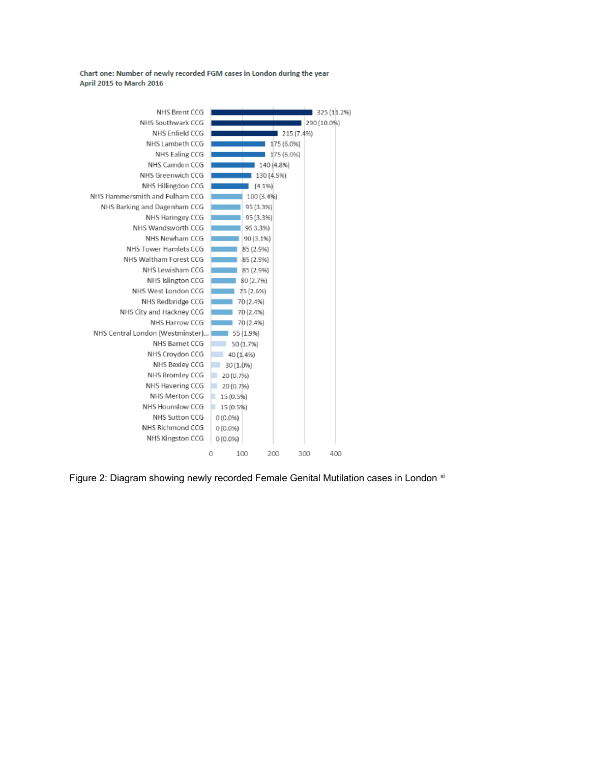**Chart one: Number of newly recorded FGM cases in London during the year April 2015 to March 2016**

| CCG | Cases |
|---|---|
| NHS Brent CCG | 325 (11.2%) |
| NHS Southwark CCG | 290 (10.0%) |
| NHS Enfield CCG | 215 (7.4%) |
| NHS Lambeth CCG | 175 (6.0%) |
| NHS Ealing CCG | 175 (6.0%) |
| NHS Camden CCG | 140 (4.8%) |
| NHS Greenwich CCG | 130 (4.5%) |
| NHS Hillingdon CCG | (4.1%) |
| NHS Hammersmith and Fulham CCG | 100 (3.4%) |
| NHS Barking and Dagenham CCG | 95 (3.3%) |
| NHS Haringey CCG | 95 (3.3%) |
| NHS Wandsworth CCG | 95 3.3%) |
| NHS Newham CCG | 90 (3.1%) |
| NHS Tower Hamlets CCG | 85 (2.9%) |
| NHS Waltham Forest CCG | 85 (2.9%) |
| NHS Lewisham CCG | 85 (2.9%) |
| NHS Islington CCG | 80 (2.7%) |
| NHS West London CCG | 75 (2.6%) |
| NHS Redbridge CCG | 70 (2.4%) |
| NHS City and Hackney CCG | 70 (2.4%) |
| NHS Harrow CCG | 70 (2.4%) |
| NHS Central London (Westminster)... | 55 (1.9%) |
| NHS Barnet CCG | 50 (1.7%) |
| NHS Croydon CCG | 40 (1.4%) |
| NHS Bexley CCG | 30 (1.0%) |
| NHS Bromley CCG | 20 (0.7%) |
| NHS Havering CCG | 20 (0.7%) |
| NHS Merton CCG | 15 (0.5%) |
| NHS Hounslow CCG | 15 (0.5%) |
| NHS Sutton CCG | 0 (0.0%) |
| NHS Richmond CCG | 0 (0.0%) |
| NHS Kingston CCG | 0 (0.0%) |

Figure 2: Diagram showing newly recorded Female Genital Mutilation cases in London [xi]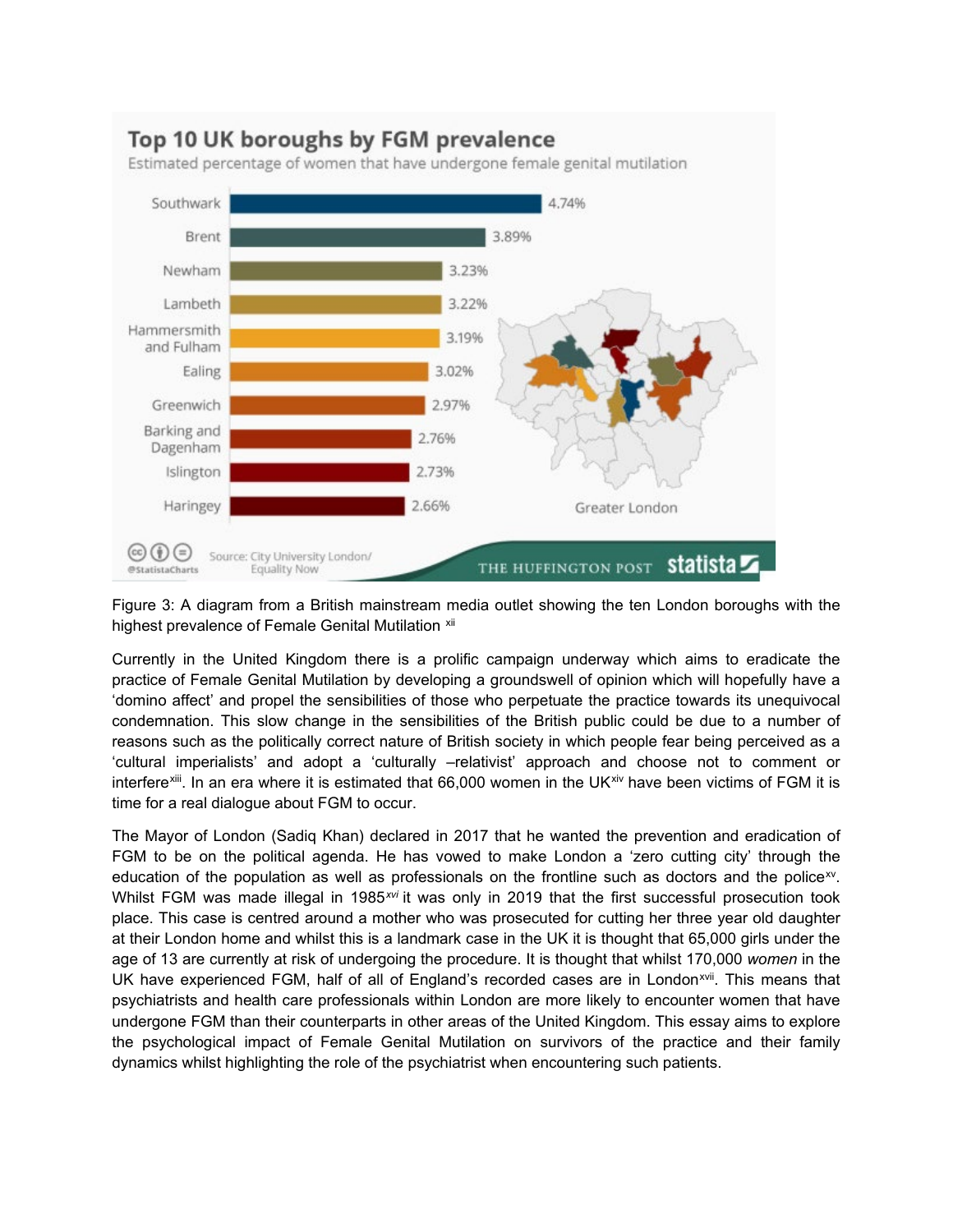**Top 10 UK boroughs by FGM prevalence**

Estimated percentage of women that have undergone female genital mutilation

| Borough | Estimated percentage |
|---|---|
| Southwark | 4.74% |
| Brent | 3.89% |
| Newham | 3.23% |
| Lambeth | 3.22% |
| Hammersmith and Fulham | 3.19% |
| Ealing | 3.02% |
| Greenwich | 2.97% |
| Barking and Dagenham | 2.76% |
| Islington | 2.73% |
| Haringey | 2.66% |

Greater London

Source: City University London/ Equality Now — @StatistaCharts — THE HUFFINGTON POST — statista

Figure 3: A diagram from a British mainstream media outlet showing the ten London boroughs with the highest prevalence of Female Genital Mutilation [xii]

Currently in the United Kingdom there is a prolific campaign underway which aims to eradicate the practice of Female Genital Mutilation by developing a groundswell of opinion which will hopefully have a 'domino affect' and propel the sensibilities of those who perpetuate the practice towards its unequivocal condemnation. This slow change in the sensibilities of the British public could be due to a number of reasons such as the politically correct nature of British society in which people fear being perceived as a 'cultural imperialists' and adopt a 'culturally –relativist' approach and choose not to comment or interfere[xiii]. In an era where it is estimated that 66,000 women in the UK[xiv] have been victims of FGM it is time for a real dialogue about FGM to occur.

The Mayor of London (Sadiq Khan) declared in 2017 that he wanted the prevention and eradication of FGM to be on the political agenda. He has vowed to make London a 'zero cutting city' through the education of the population as well as professionals on the frontline such as doctors and the police[xv]. Whilst FGM was made illegal in 1985[xvi] it was only in 2019 that the first successful prosecution took place. This case is centred around a mother who was prosecuted for cutting her three year old daughter at their London home and whilst this is a landmark case in the UK it is thought that 65,000 girls under the age of 13 are currently at risk of undergoing the procedure. It is thought that whilst 170,000 *women* in the UK have experienced FGM, half of all of England's recorded cases are in London[xvii]. This means that psychiatrists and health care professionals within London are more likely to encounter women that have undergone FGM than their counterparts in other areas of the United Kingdom. This essay aims to explore the psychological impact of Female Genital Mutilation on survivors of the practice and their family dynamics whilst highlighting the role of the psychiatrist when encountering such patients.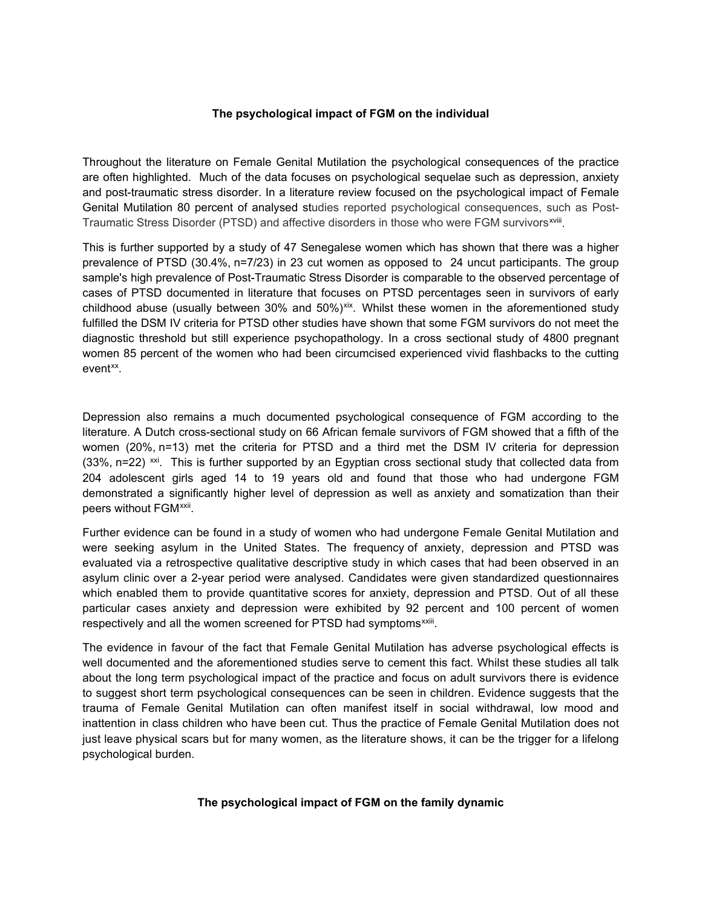### The psychological impact of FGM on the individual

Throughout the literature on Female Genital Mutilation the psychological consequences of the practice are often highlighted. Much of the data focuses on psychological sequelae such as depression, anxiety and post-traumatic stress disorder. In a literature review focused on the psychological impact of Female Genital Mutilation 80 percent of analysed studies reported psychological consequences, such as Post-Traumatic Stress Disorder (PTSD) and affective disorders in those who were FGM survivors[xviii].

This is further supported by a study of 47 Senegalese women which has shown that there was a higher prevalence of PTSD (30.4%, n=7/23) in 23 cut women as opposed to 24 uncut participants. The group sample's high prevalence of Post-Traumatic Stress Disorder is comparable to the observed percentage of cases of PTSD documented in literature that focuses on PTSD percentages seen in survivors of early childhood abuse (usually between 30% and 50%)[xix]. Whilst these women in the aforementioned study fulfilled the DSM IV criteria for PTSD other studies have shown that some FGM survivors do not meet the diagnostic threshold but still experience psychopathology. In a cross sectional study of 4800 pregnant women 85 percent of the women who had been circumcised experienced vivid flashbacks to the cutting event[xx].

Depression also remains a much documented psychological consequence of FGM according to the literature. A Dutch cross-sectional study on 66 African female survivors of FGM showed that a fifth of the women (20%, n=13) met the criteria for PTSD and a third met the DSM IV criteria for depression (33%, n=22) [xxi]. This is further supported by an Egyptian cross sectional study that collected data from 204 adolescent girls aged 14 to 19 years old and found that those who had undergone FGM demonstrated a significantly higher level of depression as well as anxiety and somatization than their peers without FGM[xxii].

Further evidence can be found in a study of women who had undergone Female Genital Mutilation and were seeking asylum in the United States. The frequency of anxiety, depression and PTSD was evaluated via a retrospective qualitative descriptive study in which cases that had been observed in an asylum clinic over a 2-year period were analysed. Candidates were given standardized questionnaires which enabled them to provide quantitative scores for anxiety, depression and PTSD. Out of all these particular cases anxiety and depression were exhibited by 92 percent and 100 percent of women respectively and all the women screened for PTSD had symptoms[xxiii].

The evidence in favour of the fact that Female Genital Mutilation has adverse psychological effects is well documented and the aforementioned studies serve to cement this fact. Whilst these studies all talk about the long term psychological impact of the practice and focus on adult survivors there is evidence to suggest short term psychological consequences can be seen in children. Evidence suggests that the trauma of Female Genital Mutilation can often manifest itself in social withdrawal, low mood and inattention in class children who have been cut. Thus the practice of Female Genital Mutilation does not just leave physical scars but for many women, as the literature shows, it can be the trigger for a lifelong psychological burden.

### The psychological impact of FGM on the family dynamic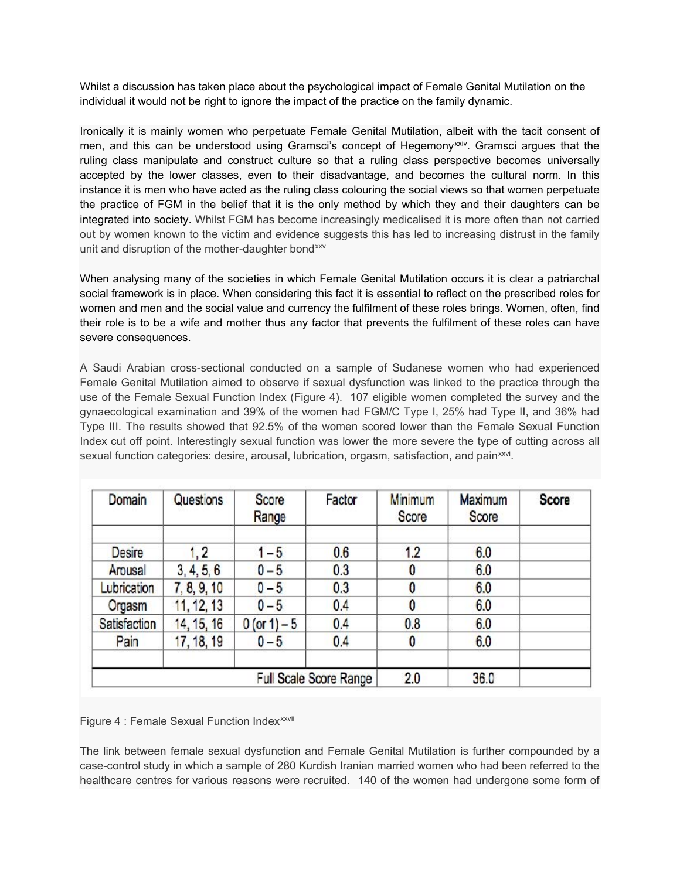Whilst a discussion has taken place about the psychological impact of Female Genital Mutilation on the individual it would not be right to ignore the impact of the practice on the family dynamic.

Ironically it is mainly women who perpetuate Female Genital Mutilation, albeit with the tacit consent of men, and this can be understood using Gramsci's concept of Hegemony[xxiv]. Gramsci argues that the ruling class manipulate and construct culture so that a ruling class perspective becomes universally accepted by the lower classes, even to their disadvantage, and becomes the cultural norm. In this instance it is men who have acted as the ruling class colouring the social views so that women perpetuate the practice of FGM in the belief that it is the only method by which they and their daughters can be integrated into society. Whilst FGM has become increasingly medicalised it is more often than not carried out by women known to the victim and evidence suggests this has led to increasing distrust in the family unit and disruption of the mother-daughter bond[xxv]

When analysing many of the societies in which Female Genital Mutilation occurs it is clear a patriarchal social framework is in place. When considering this fact it is essential to reflect on the prescribed roles for women and men and the social value and currency the fulfilment of these roles brings. Women, often, find their role is to be a wife and mother thus any factor that prevents the fulfilment of these roles can have severe consequences.

A Saudi Arabian cross-sectional conducted on a sample of Sudanese women who had experienced Female Genital Mutilation aimed to observe if sexual dysfunction was linked to the practice through the use of the Female Sexual Function Index (Figure 4). 107 eligible women completed the survey and the gynaecological examination and 39% of the women had FGM/C Type I, 25% had Type II, and 36% had Type III. The results showed that 92.5% of the women scored lower than the Female Sexual Function Index cut off point. Interestingly sexual function was lower the more severe the type of cutting across all sexual function categories: desire, arousal, lubrication, orgasm, satisfaction, and pain[xxvi].

| Domain | Questions | Score Range | Factor | Minimum Score | Maximum Score | Score |
|---|---|---|---|---|---|---|
| | | | | | | |
| Desire | 1, 2 | 1 – 5 | 0.6 | 1.2 | 6.0 | |
| Arousal | 3, 4, 5, 6 | 0 – 5 | 0.3 | 0 | 6.0 | |
| Lubrication | 7, 8, 9, 10 | 0 – 5 | 0.3 | 0 | 6.0 | |
| Orgasm | 11, 12, 13 | 0 – 5 | 0.4 | 0 | 6.0 | |
| Satisfaction | 14, 15, 16 | 0 (or 1) – 5 | 0.4 | 0.8 | 6.0 | |
| Pain | 17, 18, 19 | 0 – 5 | 0.4 | 0 | 6.0 | |
| | | | | | | |
| | | Full Scale Score Range | | 2.0 | 36.0 | |

Figure 4 : Female Sexual Function Index[xxvii]

The link between female sexual dysfunction and Female Genital Mutilation is further compounded by a case-control study in which a sample of 280 Kurdish Iranian married women who had been referred to the healthcare centres for various reasons were recruited. 140 of the women had undergone some form of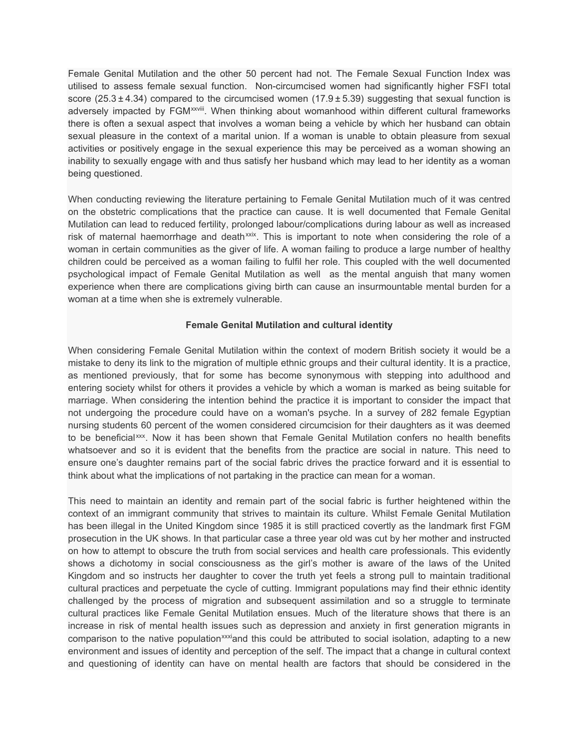Female Genital Mutilation and the other 50 percent had not. The Female Sexual Function Index was utilised to assess female sexual function. Non-circumcised women had significantly higher FSFI total score ($25.3 \pm 4.34$) compared to the circumcised women ($17.9 \pm 5.39$) suggesting that sexual function is adversely impacted by FGM[xxviii]. When thinking about womanhood within different cultural frameworks there is often a sexual aspect that involves a woman being a vehicle by which her husband can obtain sexual pleasure in the context of a marital union. If a woman is unable to obtain pleasure from sexual activities or positively engage in the sexual experience this may be perceived as a woman showing an inability to sexually engage with and thus satisfy her husband which may lead to her identity as a woman being questioned.

When conducting reviewing the literature pertaining to Female Genital Mutilation much of it was centred on the obstetric complications that the practice can cause. It is well documented that Female Genital Mutilation can lead to reduced fertility, prolonged labour/complications during labour as well as increased risk of maternal haemorrhage and death[xxix]. This is important to note when considering the role of a woman in certain communities as the giver of life. A woman failing to produce a large number of healthy children could be perceived as a woman failing to fulfil her role. This coupled with the well documented psychological impact of Female Genital Mutilation as well as the mental anguish that many women experience when there are complications giving birth can cause an insurmountable mental burden for a woman at a time when she is extremely vulnerable.

**Female Genital Mutilation and cultural identity**

When considering Female Genital Mutilation within the context of modern British society it would be a mistake to deny its link to the migration of multiple ethnic groups and their cultural identity. It is a practice, as mentioned previously, that for some has become synonymous with stepping into adulthood and entering society whilst for others it provides a vehicle by which a woman is marked as being suitable for marriage. When considering the intention behind the practice it is important to consider the impact that not undergoing the procedure could have on a woman's psyche. In a survey of 282 female Egyptian nursing students 60 percent of the women considered circumcision for their daughters as it was deemed to be beneficial[xxx]. Now it has been shown that Female Genital Mutilation confers no health benefits whatsoever and so it is evident that the benefits from the practice are social in nature. This need to ensure one's daughter remains part of the social fabric drives the practice forward and it is essential to think about what the implications of not partaking in the practice can mean for a woman.

This need to maintain an identity and remain part of the social fabric is further heightened within the context of an immigrant community that strives to maintain its culture. Whilst Female Genital Mutilation has been illegal in the United Kingdom since 1985 it is still practiced covertly as the landmark first FGM prosecution in the UK shows. In that particular case a three year old was cut by her mother and instructed on how to attempt to obscure the truth from social services and health care professionals. This evidently shows a dichotomy in social consciousness as the girl's mother is aware of the laws of the United Kingdom and so instructs her daughter to cover the truth yet feels a strong pull to maintain traditional cultural practices and perpetuate the cycle of cutting. Immigrant populations may find their ethnic identity challenged by the process of migration and subsequent assimilation and so a struggle to terminate cultural practices like Female Genital Mutilation ensues. Much of the literature shows that there is an increase in risk of mental health issues such as depression and anxiety in first generation migrants in comparison to the native population[xxxi]and this could be attributed to social isolation, adapting to a new environment and issues of identity and perception of the self. The impact that a change in cultural context and questioning of identity can have on mental health are factors that should be considered in the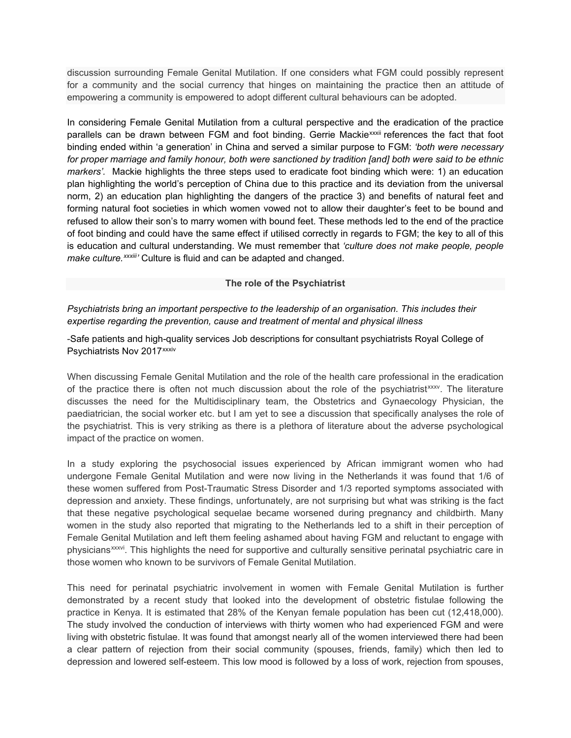discussion surrounding Female Genital Mutilation. If one considers what FGM could possibly represent for a community and the social currency that hinges on maintaining the practice then an attitude of empowering a community is empowered to adopt different cultural behaviours can be adopted.

In considering Female Genital Mutilation from a cultural perspective and the eradication of the practice parallels can be drawn between FGM and foot binding. Gerrie Mackie[xxxii] references the fact that foot binding ended within 'a generation' in China and served a similar purpose to FGM: *'both were necessary for proper marriage and family honour, both were sanctioned by tradition [and] both were said to be ethnic markers'.* Mackie highlights the three steps used to eradicate foot binding which were: 1) an education plan highlighting the world's perception of China due to this practice and its deviation from the universal norm, 2) an education plan highlighting the dangers of the practice 3) and benefits of natural feet and forming natural foot societies in which women vowed not to allow their daughter's feet to be bound and refused to allow their son's to marry women with bound feet. These methods led to the end of the practice of foot binding and could have the same effect if utilised correctly in regards to FGM; the key to all of this is education and cultural understanding. We must remember that *'culture does not make people, people make culture.*[xxxiii]*'* Culture is fluid and can be adapted and changed.

## The role of the Psychiatrist

*Psychiatrists bring an important perspective to the leadership of an organisation. This includes their expertise regarding the prevention, cause and treatment of mental and physical illness*

-Safe patients and high-quality services Job descriptions for consultant psychiatrists Royal College of Psychiatrists Nov 2017[xxxiv]

When discussing Female Genital Mutilation and the role of the health care professional in the eradication of the practice there is often not much discussion about the role of the psychiatrist[xxxv]. The literature discusses the need for the Multidisciplinary team, the Obstetrics and Gynaecology Physician, the paediatrician, the social worker etc. but I am yet to see a discussion that specifically analyses the role of the psychiatrist. This is very striking as there is a plethora of literature about the adverse psychological impact of the practice on women.

In a study exploring the psychosocial issues experienced by African immigrant women who had undergone Female Genital Mutilation and were now living in the Netherlands it was found that 1/6 of these women suffered from Post-Traumatic Stress Disorder and 1/3 reported symptoms associated with depression and anxiety. These findings, unfortunately, are not surprising but what was striking is the fact that these negative psychological sequelae became worsened during pregnancy and childbirth. Many women in the study also reported that migrating to the Netherlands led to a shift in their perception of Female Genital Mutilation and left them feeling ashamed about having FGM and reluctant to engage with physicians[xxxvi]. This highlights the need for supportive and culturally sensitive perinatal psychiatric care in those women who known to be survivors of Female Genital Mutilation.

This need for perinatal psychiatric involvement in women with Female Genital Mutilation is further demonstrated by a recent study that looked into the development of obstetric fistulae following the practice in Kenya. It is estimated that 28% of the Kenyan female population has been cut (12,418,000). The study involved the conduction of interviews with thirty women who had experienced FGM and were living with obstetric fistulae. It was found that amongst nearly all of the women interviewed there had been a clear pattern of rejection from their social community (spouses, friends, family) which then led to depression and lowered self-esteem. This low mood is followed by a loss of work, rejection from spouses,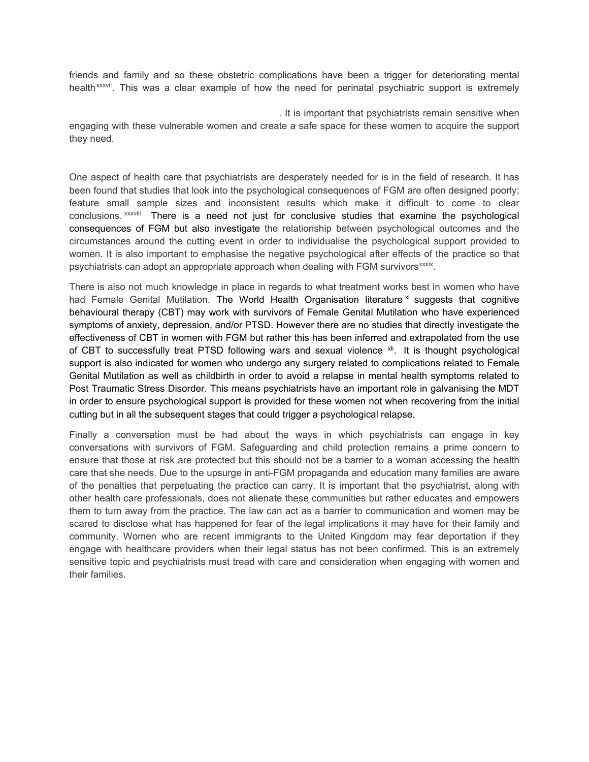friends and family and so these obstetric complications have been a trigger for deteriorating mental health[xxxvii]. This was a clear example of how the need for perinatal psychiatric support is extremely

. It is important that psychiatrists remain sensitive when engaging with these vulnerable women and create a safe space for these women to acquire the support they need.

One aspect of health care that psychiatrists are desperately needed for is in the field of research. It has been found that studies that look into the psychological consequences of FGM are often designed poorly; feature small sample sizes and inconsistent results which make it difficult to come to clear conclusions.[xxxviii] There is a need not just for conclusive studies that examine the psychological consequences of FGM but also investigate the relationship between psychological outcomes and the circumstances around the cutting event in order to individualise the psychological support provided to women. It is also important to emphasise the negative psychological after effects of the practice so that psychiatrists can adopt an appropriate approach when dealing with FGM survivors[xxxix].

There is also not much knowledge in place in regards to what treatment works best in women who have had Female Genital Mutilation. The World Health Organisation literature[xl] suggests that cognitive behavioural therapy (CBT) may work with survivors of Female Genital Mutilation who have experienced symptoms of anxiety, depression, and/or PTSD. However there are no studies that directly investigate the effectiveness of CBT in women with FGM but rather this has been inferred and extrapolated from the use of CBT to successfully treat PTSD following wars and sexual violence[xli]. It is thought psychological support is also indicated for women who undergo any surgery related to complications related to Female Genital Mutilation as well as childbirth in order to avoid a relapse in mental health symptoms related to Post Traumatic Stress Disorder. This means psychiatrists have an important role in galvanising the MDT in order to ensure psychological support is provided for these women not when recovering from the initial cutting but in all the subsequent stages that could trigger a psychological relapse.

Finally a conversation must be had about the ways in which psychiatrists can engage in key conversations with survivors of FGM. Safeguarding and child protection remains a prime concern to ensure that those at risk are protected but this should not be a barrier to a woman accessing the health care that she needs. Due to the upsurge in anti-FGM propaganda and education many families are aware of the penalties that perpetuating the practice can carry. It is important that the psychiatrist, along with other health care professionals, does not alienate these communities but rather educates and empowers them to turn away from the practice. The law can act as a barrier to communication and women may be scared to disclose what has happened for fear of the legal implications it may have for their family and community. Women who are recent immigrants to the United Kingdom may fear deportation if they engage with healthcare providers when their legal status has not been confirmed. This is an extremely sensitive topic and psychiatrists must tread with care and consideration when engaging with women and their families.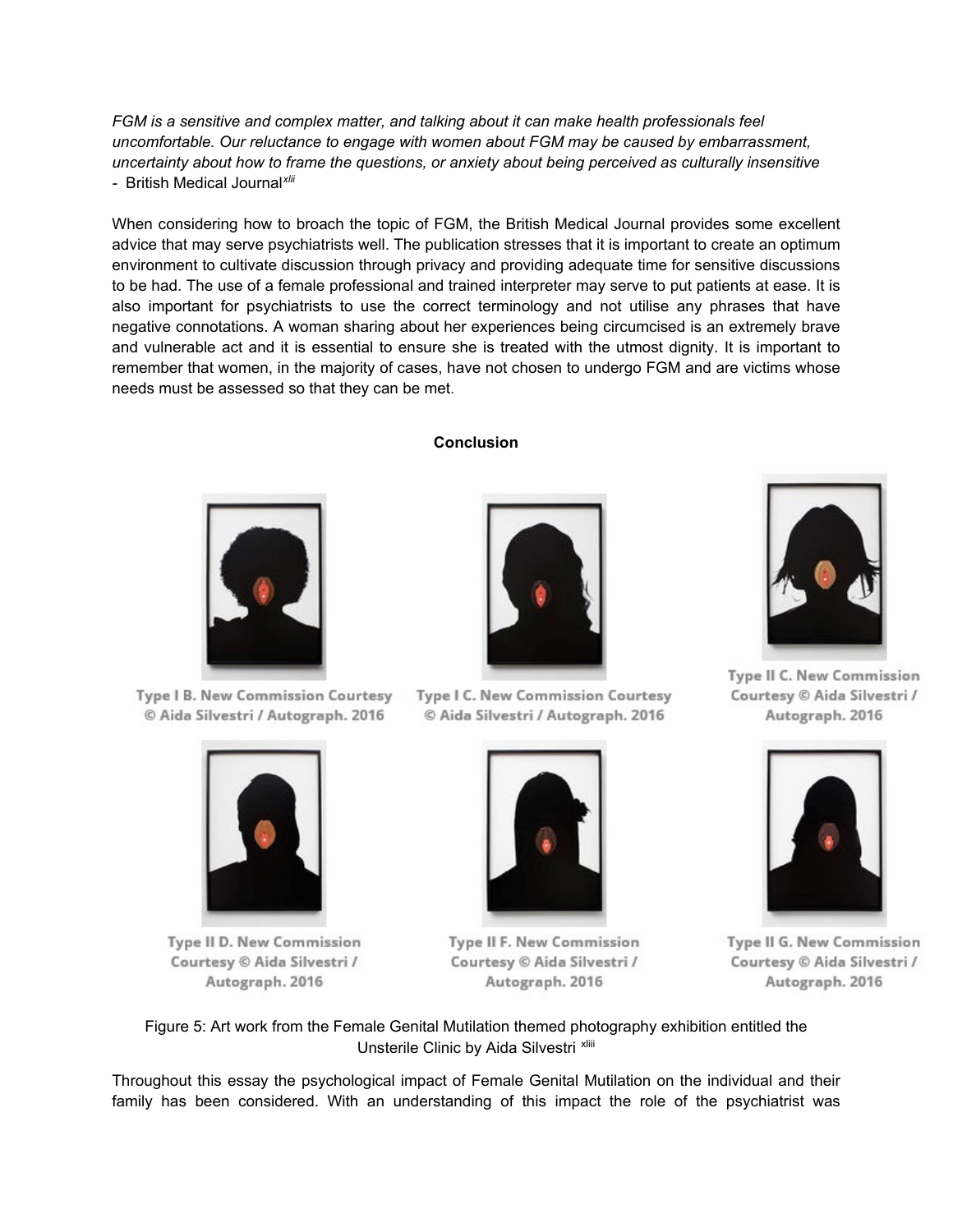*FGM is a sensitive and complex matter, and talking about it can make health professionals feel uncomfortable. Our reluctance to engage with women about FGM may be caused by embarrassment, uncertainty about how to frame the questions, or anxiety about being perceived as culturally insensitive*
- British Medical Journal[xlii]

When considering how to broach the topic of FGM, the British Medical Journal provides some excellent advice that may serve psychiatrists well. The publication stresses that it is important to create an optimum environment to cultivate discussion through privacy and providing adequate time for sensitive discussions to be had. The use of a female professional and trained interpreter may serve to put patients at ease. It is also important for psychiatrists to use the correct terminology and not utilise any phrases that have negative connotations. A woman sharing about her experiences being circumcised is an extremely brave and vulnerable act and it is essential to ensure she is treated with the utmost dignity. It is important to remember that women, in the majority of cases, have not chosen to undergo FGM and are victims whose needs must be assessed so that they can be met.

**Conclusion**

Type I B. New Commission Courtesy © Aida Silvestri / Autograph. 2016

Type I C. New Commission Courtesy © Aida Silvestri / Autograph. 2016

Type II C. New Commission Courtesy © Aida Silvestri / Autograph. 2016

Type II D. New Commission Courtesy © Aida Silvestri / Autograph. 2016

Type II F. New Commission Courtesy © Aida Silvestri / Autograph. 2016

Type II G. New Commission Courtesy © Aida Silvestri / Autograph. 2016

Figure 5: Art work from the Female Genital Mutilation themed photography exhibition entitled the Unsterile Clinic by Aida Silvestri [xliii]

Throughout this essay the psychological impact of Female Genital Mutilation on the individual and their family has been considered. With an understanding of this impact the role of the psychiatrist was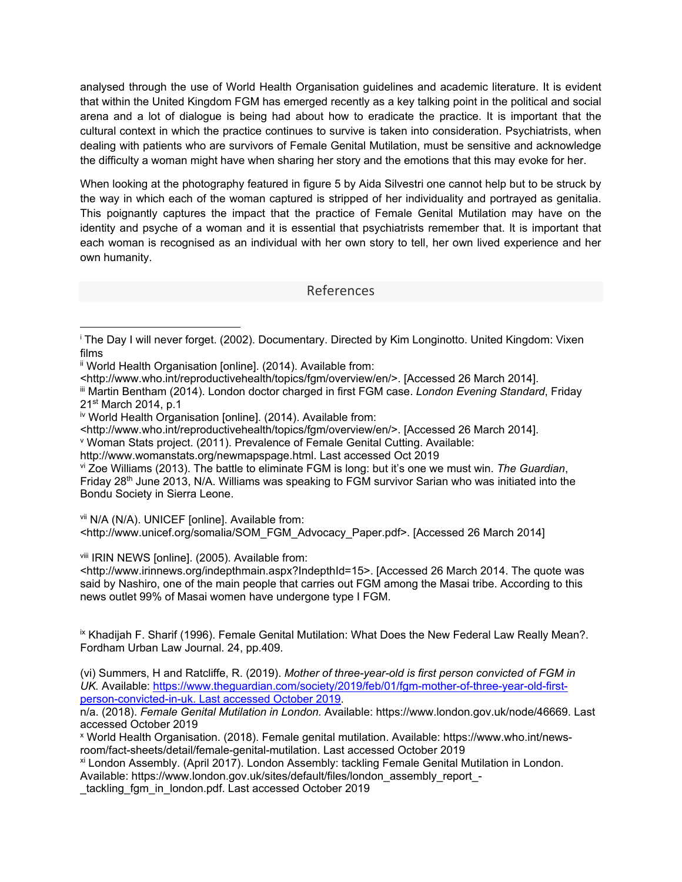analysed through the use of World Health Organisation guidelines and academic literature. It is evident that within the United Kingdom FGM has emerged recently as a key talking point in the political and social arena and a lot of dialogue is being had about how to eradicate the practice. It is important that the cultural context in which the practice continues to survive is taken into consideration. Psychiatrists, when dealing with patients who are survivors of Female Genital Mutilation, must be sensitive and acknowledge the difficulty a woman might have when sharing her story and the emotions that this may evoke for her.

When looking at the photography featured in figure 5 by Aida Silvestri one cannot help but to be struck by the way in which each of the woman captured is stripped of her individuality and portrayed as genitalia. This poignantly captures the impact that the practice of Female Genital Mutilation may have on the identity and psyche of a woman and it is essential that psychiatrists remember that. It is important that each woman is recognised as an individual with her own story to tell, her own lived experience and her own humanity.

## References

[i] The Day I will never forget. (2002). Documentary. Directed by Kim Longinotto. United Kingdom: Vixen films

[ii] World Health Organisation [online]. (2014). Available from: <http://www.who.int/reproductivehealth/topics/fgm/overview/en/>. [Accessed 26 March 2014].

[iii] Martin Bentham (2014). London doctor charged in first FGM case. *London Evening Standard*, Friday 21st March 2014, p.1

[iv] World Health Organisation [online]. (2014). Available from: <http://www.who.int/reproductivehealth/topics/fgm/overview/en/>. [Accessed 26 March 2014].

[v] Woman Stats project. (2011). Prevalence of Female Genital Cutting. Available: http://www.womanstats.org/newmapspage.html. Last accessed Oct 2019

[vi] Zoe Williams (2013). The battle to eliminate FGM is long: but it's one we must win. *The Guardian*, Friday 28th June 2013, N/A. Williams was speaking to FGM survivor Sarian who was initiated into the Bondu Society in Sierra Leone.

[vii] N/A (N/A). UNICEF [online]. Available from: <http://www.unicef.org/somalia/SOM_FGM_Advocacy_Paper.pdf>. [Accessed 26 March 2014]

[viii] IRIN NEWS [online]. (2005). Available from: <http://www.irinnews.org/indepthmain.aspx?IndepthId=15>. [Accessed 26 March 2014. The quote was said by Nashiro, one of the main people that carries out FGM among the Masai tribe. According to this news outlet 99% of Masai women have undergone type I FGM.

[ix] Khadijah F. Sharif (1996). Female Genital Mutilation: What Does the New Federal Law Really Mean?. Fordham Urban Law Journal. 24, pp.409.

(vi) Summers, H and Ratcliffe, R. (2019). *Mother of three-year-old is first person convicted of FGM in UK.* Available: https://www.theguardian.com/society/2019/feb/01/fgm-mother-of-three-year-old-first-person-convicted-in-uk. Last accessed October 2019.

n/a. (2018). *Female Genital Mutilation in London.* Available: https://www.london.gov.uk/node/46669. Last accessed October 2019

[x] World Health Organisation. (2018). Female genital mutilation. Available: https://www.who.int/news-room/fact-sheets/detail/female-genital-mutilation. Last accessed October 2019

[xi] London Assembly. (April 2017). London Assembly: tackling Female Genital Mutilation in London. Available: https://www.london.gov.uk/sites/default/files/london_assembly_report_-_tackling_fgm_in_london.pdf. Last accessed October 2019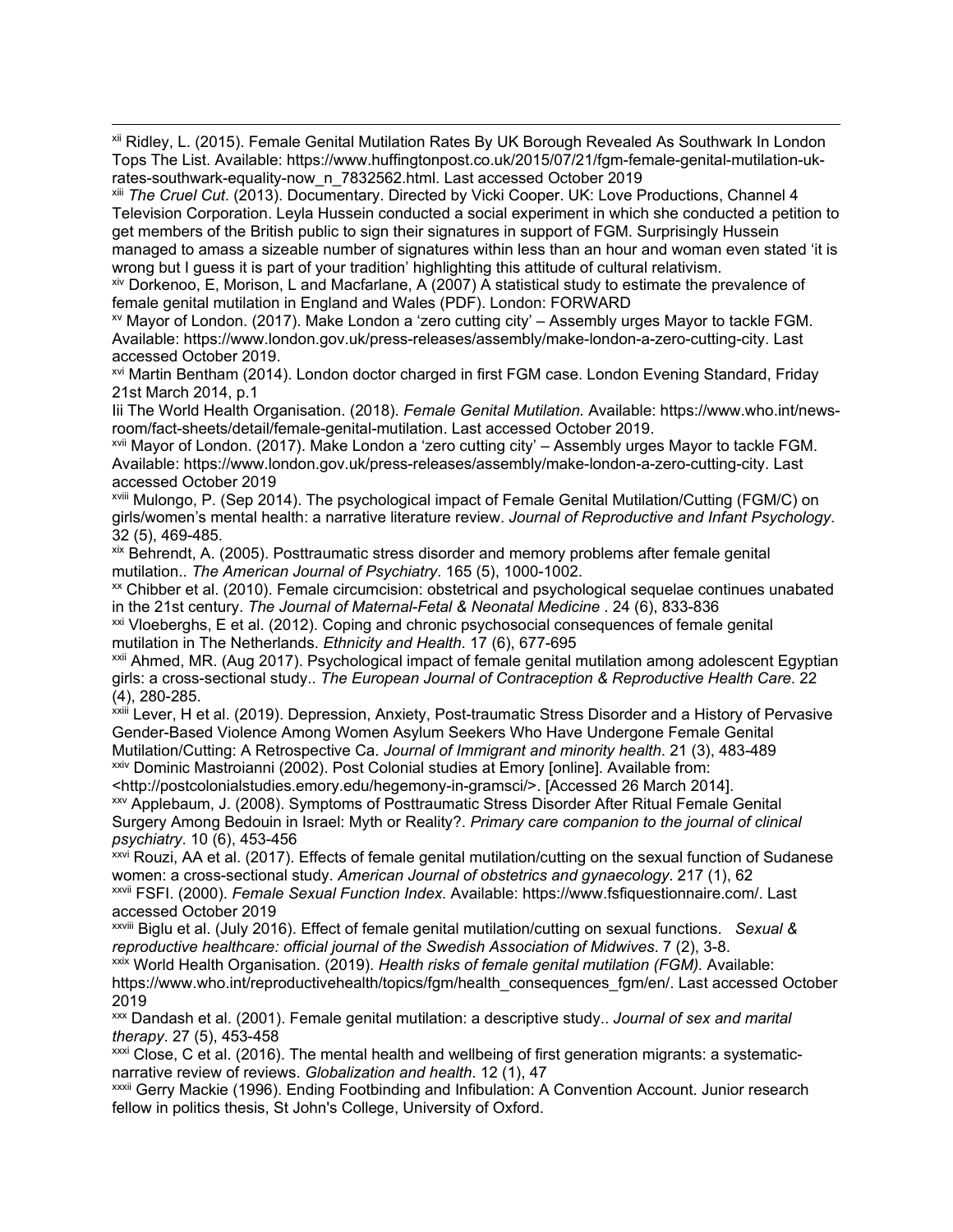[xii] Ridley, L. (2015). Female Genital Mutilation Rates By UK Borough Revealed As Southwark In London Tops The List. Available: https://www.huffingtonpost.co.uk/2015/07/21/fgm-female-genital-mutilation-uk-rates-southwark-equality-now_n_7832562.html. Last accessed October 2019

[xiii] *The Cruel Cut*. (2013). Documentary. Directed by Vicki Cooper. UK: Love Productions, Channel 4 Television Corporation. Leyla Hussein conducted a social experiment in which she conducted a petition to get members of the British public to sign their signatures in support of FGM. Surprisingly Hussein managed to amass a sizeable number of signatures within less than an hour and woman even stated 'it is wrong but I guess it is part of your tradition' highlighting this attitude of cultural relativism.

[xiv] Dorkenoo, E, Morison, L and Macfarlane, A (2007) A statistical study to estimate the prevalence of female genital mutilation in England and Wales (PDF). London: FORWARD

[xv] Mayor of London. (2017). Make London a 'zero cutting city' – Assembly urges Mayor to tackle FGM. Available: https://www.london.gov.uk/press-releases/assembly/make-london-a-zero-cutting-city. Last accessed October 2019.

[xvi] Martin Bentham (2014). London doctor charged in first FGM case. London Evening Standard, Friday 21st March 2014, p.1

Iii The World Health Organisation. (2018). *Female Genital Mutilation.* Available: https://www.who.int/news-room/fact-sheets/detail/female-genital-mutilation. Last accessed October 2019.

[xvii] Mayor of London. (2017). Make London a 'zero cutting city' – Assembly urges Mayor to tackle FGM. Available: https://www.london.gov.uk/press-releases/assembly/make-london-a-zero-cutting-city. Last accessed October 2019

[xviii] Mulongo, P. (Sep 2014). The psychological impact of Female Genital Mutilation/Cutting (FGM/C) on girls/women's mental health: a narrative literature review. *Journal of Reproductive and Infant Psychology*. 32 (5), 469-485.

[xix] Behrendt, A. (2005). Posttraumatic stress disorder and memory problems after female genital mutilation.. *The American Journal of Psychiatry*. 165 (5), 1000-1002.

[xx] Chibber et al. (2010). Female circumcision: obstetrical and psychological sequelae continues unabated in the 21st century. *The Journal of Maternal-Fetal & Neonatal Medicine* . 24 (6), 833-836

[xxi] Vloeberghs, E et al. (2012). Coping and chronic psychosocial consequences of female genital mutilation in The Netherlands. *Ethnicity and Health*. 17 (6), 677-695

[xxii] Ahmed, MR. (Aug 2017). Psychological impact of female genital mutilation among adolescent Egyptian girls: a cross-sectional study.. *The European Journal of Contraception & Reproductive Health Care*. 22 (4), 280-285.

[xxiii] Lever, H et al. (2019). Depression, Anxiety, Post-traumatic Stress Disorder and a History of Pervasive Gender-Based Violence Among Women Asylum Seekers Who Have Undergone Female Genital Mutilation/Cutting: A Retrospective Ca. *Journal of Immigrant and minority health*. 21 (3), 483-489

[xxiv] Dominic Mastroianni (2002). Post Colonial studies at Emory [online]. Available from: <http://postcolonialstudies.emory.edu/hegemony-in-gramsci/>. [Accessed 26 March 2014].

[xxv] Applebaum, J. (2008). Symptoms of Posttraumatic Stress Disorder After Ritual Female Genital Surgery Among Bedouin in Israel: Myth or Reality?. *Primary care companion to the journal of clinical psychiatry*. 10 (6), 453-456

[xxvi] Rouzi, AA et al. (2017). Effects of female genital mutilation/cutting on the sexual function of Sudanese women: a cross-sectional study. *American Journal of obstetrics and gynaecology*. 217 (1), 62

[xxvii] FSFI. (2000). *Female Sexual Function Index.* Available: https://www.fsfiquestionnaire.com/. Last accessed October 2019

[xxviii] Biglu et al. (July 2016). Effect of female genital mutilation/cutting on sexual functions. *Sexual & reproductive healthcare: official journal of the Swedish Association of Midwives*. 7 (2), 3-8.

[xxix] World Health Organisation. (2019). *Health risks of female genital mutilation (FGM).* Available: https://www.who.int/reproductivehealth/topics/fgm/health_consequences_fgm/en/. Last accessed October 2019

[xxx] Dandash et al. (2001). Female genital mutilation: a descriptive study.. *Journal of sex and marital therapy*. 27 (5), 453-458

[xxxi] Close, C et al. (2016). The mental health and wellbeing of first generation migrants: a systematic-narrative review of reviews. *Globalization and health*. 12 (1), 47

[xxxii] Gerry Mackie (1996). Ending Footbinding and Infibulation: A Convention Account. Junior research fellow in politics thesis, St John's College, University of Oxford.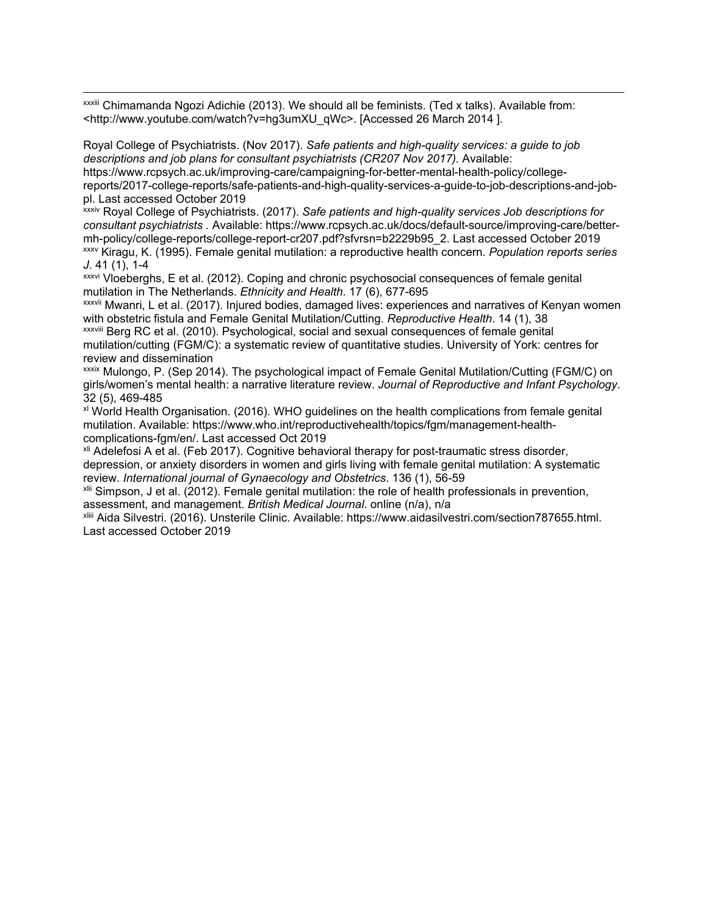[xxxiii] Chimamanda Ngozi Adichie (2013). We should all be feminists. (Ted x talks). Available from: <http://www.youtube.com/watch?v=hg3umXU_qWc>. [Accessed 26 March 2014 ].

Royal College of Psychiatrists. (Nov 2017). *Safe patients and high-quality services: a guide to job descriptions and job plans for consultant psychiatrists (CR207 Nov 2017).* Available: https://www.rcpsych.ac.uk/improving-care/campaigning-for-better-mental-health-policy/college-reports/2017-college-reports/safe-patients-and-high-quality-services-a-guide-to-job-descriptions-and-job-pl. Last accessed October 2019

[xxxiv] Royal College of Psychiatrists. (2017). *Safe patients and high-quality services Job descriptions for consultant psychiatrists* . Available: https://www.rcpsych.ac.uk/docs/default-source/improving-care/better-mh-policy/college-reports/college-report-cr207.pdf?sfvrsn=b2229b95_2. Last accessed October 2019

[xxxv] Kiragu, K. (1995). Female genital mutilation: a reproductive health concern. *Population reports series J*. 41 (1), 1-4

[xxxvi] Vloeberghs, E et al. (2012). Coping and chronic psychosocial consequences of female genital mutilation in The Netherlands. *Ethnicity and Health*. 17 (6), 677-695

[xxxvii] Mwanri, L et al. (2017). Injured bodies, damaged lives: experiences and narratives of Kenyan women with obstetric fistula and Female Genital Mutilation/Cutting. *Reproductive Health*. 14 (1), 38

[xxxviii] Berg RC et al. (2010). Psychological, social and sexual consequences of female genital mutilation/cutting (FGM/C): a systematic review of quantitative studies. University of York: centres for review and dissemination

[xxxix] Mulongo, P. (Sep 2014). The psychological impact of Female Genital Mutilation/Cutting (FGM/C) on girls/women's mental health: a narrative literature review. *Journal of Reproductive and Infant Psychology*. 32 (5), 469-485

[xl] World Health Organisation. (2016). WHO guidelines on the health complications from female genital mutilation. Available: https://www.who.int/reproductivehealth/topics/fgm/management-health-complications-fgm/en/. Last accessed Oct 2019

[xli] Adelefosi A et al. (Feb 2017). Cognitive behavioral therapy for post-traumatic stress disorder, depression, or anxiety disorders in women and girls living with female genital mutilation: A systematic review. *International journal of Gynaecology and Obstetrics*. 136 (1), 56-59

[xlii] Simpson, J et al. (2012). Female genital mutilation: the role of health professionals in prevention, assessment, and management. *British Medical Journal*. online (n/a), n/a

[xliii] Aida Silvestri. (2016). Unsterile Clinic. Available: https://www.aidasilvestri.com/section787655.html. Last accessed October 2019